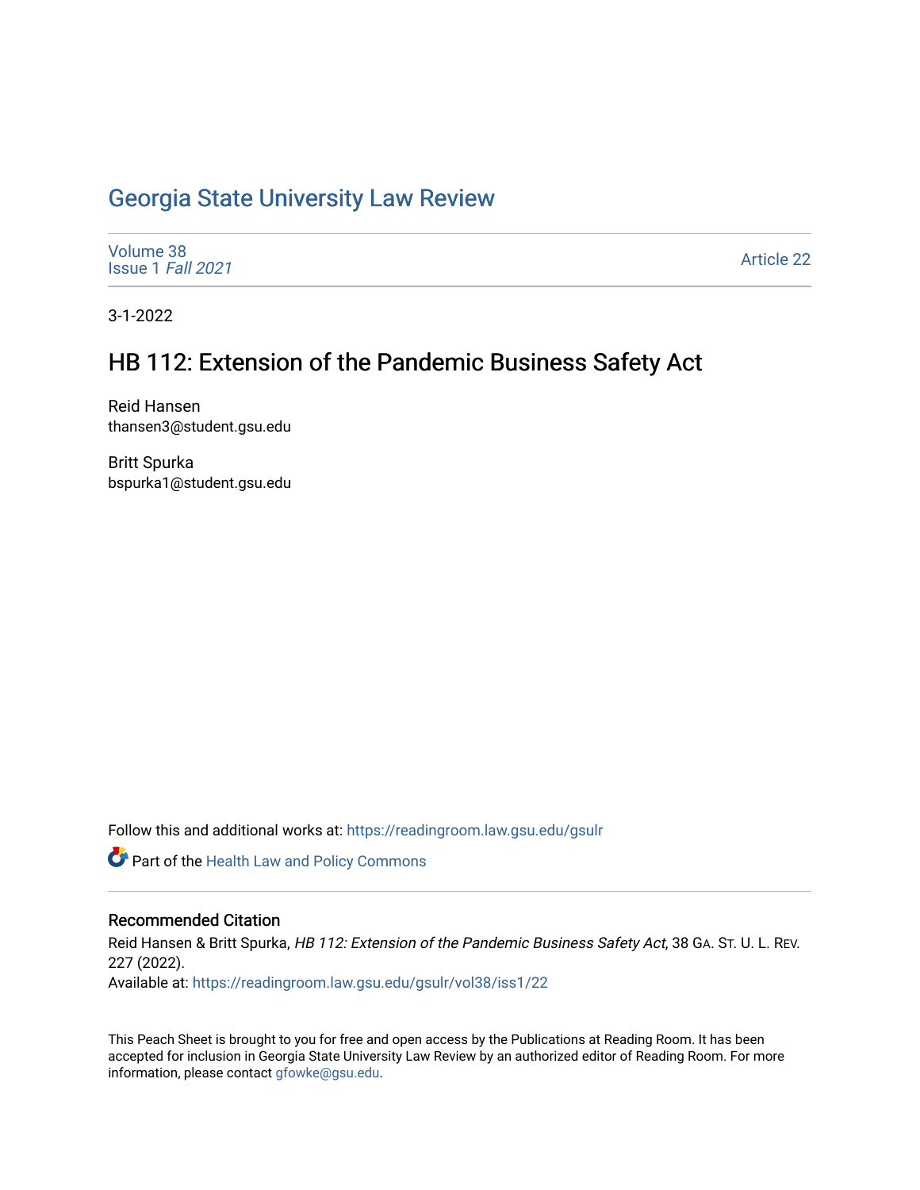# Georgia State University Law Review

Volume 38
Issue 1 *Fall 2021*

Article 22

3-1-2022

## HB 112: Extension of the Pandemic Business Safety Act

Reid Hansen
thansen3@student.gsu.edu

Britt Spurka
bspurka1@student.gsu.edu

Follow this and additional works at: https://readingroom.law.gsu.edu/gsulr

Part of the Health Law and Policy Commons

### Recommended Citation

Reid Hansen & Britt Spurka, *HB 112: Extension of the Pandemic Business Safety Act*, 38 GA. ST. U. L. REV. 227 (2022).
Available at: https://readingroom.law.gsu.edu/gsulr/vol38/iss1/22

This Peach Sheet is brought to you for free and open access by the Publications at Reading Room. It has been accepted for inclusion in Georgia State University Law Review by an authorized editor of Reading Room. For more information, please contact gfowke@gsu.edu.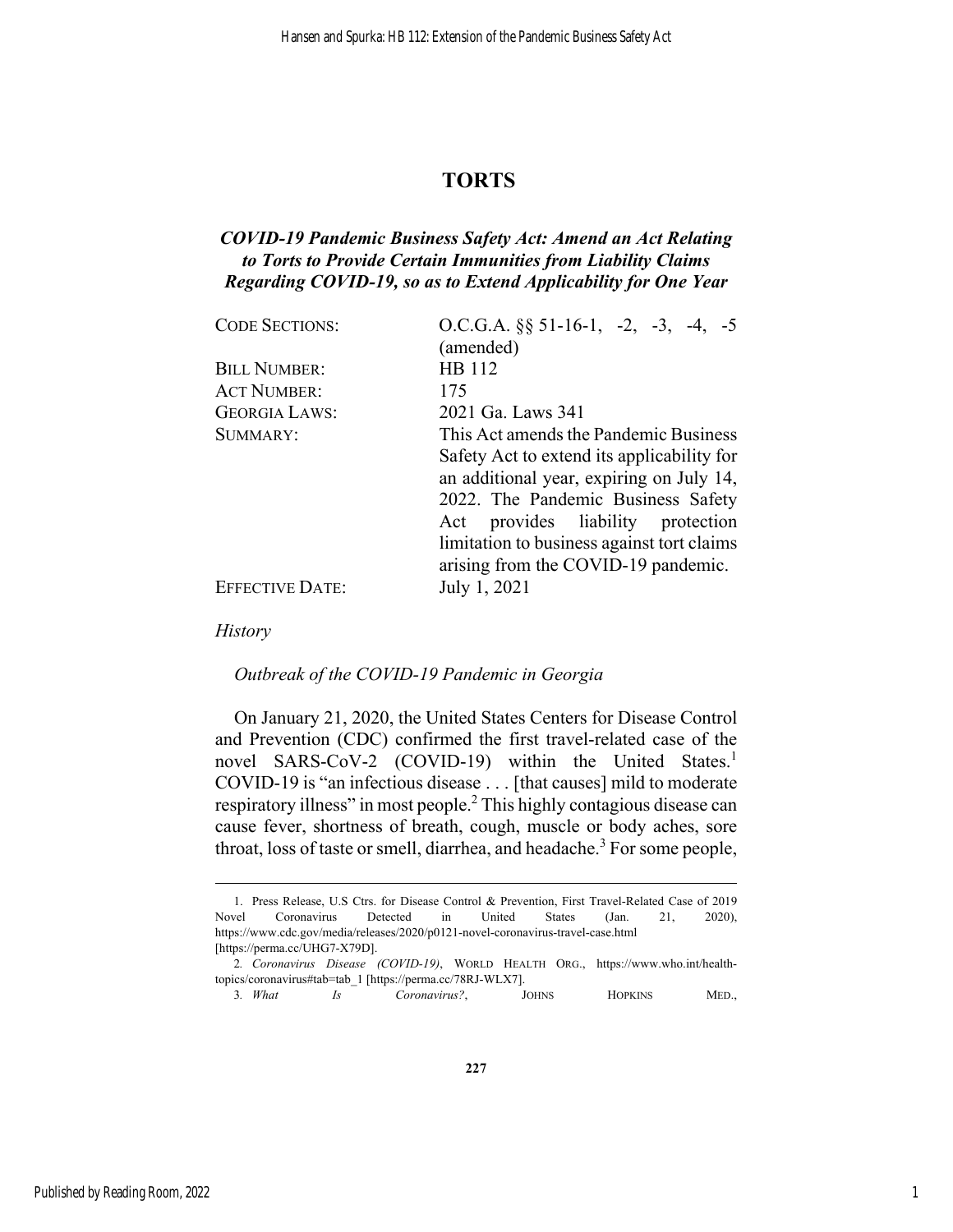# TORTS

## *COVID-19 Pandemic Business Safety Act: Amend an Act Relating to Torts to Provide Certain Immunities from Liability Claims Regarding COVID-19, so as to Extend Applicability for One Year*

| | |
|---|---|
| CODE SECTIONS: | O.C.G.A. §§ 51-16-1, -2, -3, -4, -5 (amended) |
| BILL NUMBER: | HB 112 |
| ACT NUMBER: | 175 |
| GEORGIA LAWS: | 2021 Ga. Laws 341 |
| SUMMARY: | This Act amends the Pandemic Business Safety Act to extend its applicability for an additional year, expiring on July 14, 2022. The Pandemic Business Safety Act provides liability protection limitation to business against tort claims arising from the COVID-19 pandemic. |
| EFFECTIVE DATE: | July 1, 2021 |

*History*

*Outbreak of the COVID-19 Pandemic in Georgia*

On January 21, 2020, the United States Centers for Disease Control and Prevention (CDC) confirmed the first travel-related case of the novel SARS-CoV-2 (COVID-19) within the United States.[1] COVID-19 is "an infectious disease . . . [that causes] mild to moderate respiratory illness" in most people.[2] This highly contagious disease can cause fever, shortness of breath, cough, muscle or body aches, sore throat, loss of taste or smell, diarrhea, and headache.[3] For some people,

---

1. Press Release, U.S Ctrs. for Disease Control & Prevention, First Travel-Related Case of 2019 Novel Coronavirus Detected in United States (Jan. 21, 2020), https://www.cdc.gov/media/releases/2020/p0121-novel-coronavirus-travel-case.html [https://perma.cc/UHG7-X79D].

2. *Coronavirus Disease (COVID-19)*, WORLD HEALTH ORG., https://www.who.int/health-topics/coronavirus#tab=tab_1 [https://perma.cc/78RJ-WLX7].

3. *What Is Coronavirus?*, JOHNS HOPKINS MED.,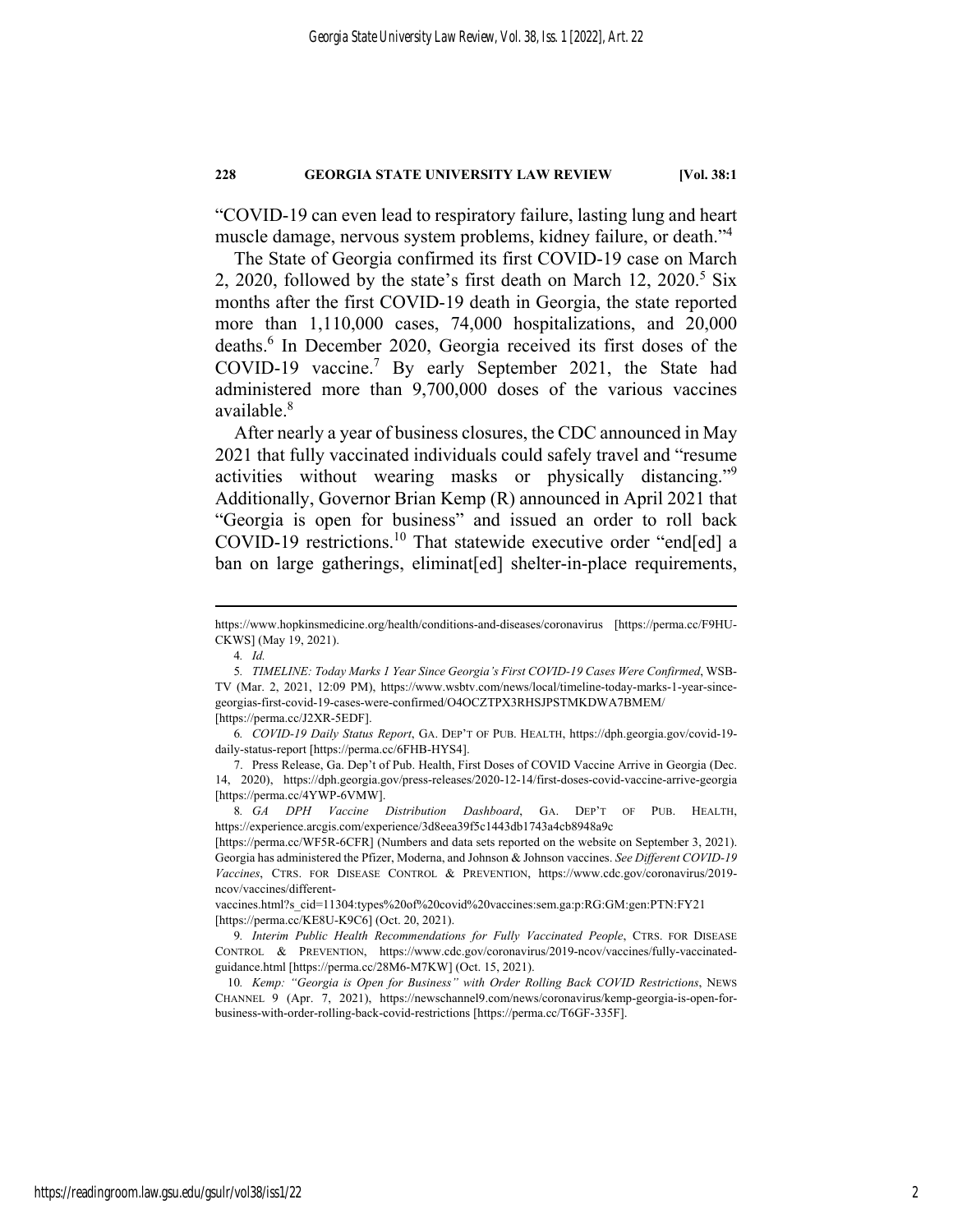"COVID-19 can even lead to respiratory failure, lasting lung and heart muscle damage, nervous system problems, kidney failure, or death."[4]

The State of Georgia confirmed its first COVID-19 case on March 2, 2020, followed by the state's first death on March 12, 2020.[5] Six months after the first COVID-19 death in Georgia, the state reported more than 1,110,000 cases, 74,000 hospitalizations, and 20,000 deaths.[6] In December 2020, Georgia received its first doses of the COVID-19 vaccine.[7] By early September 2021, the State had administered more than 9,700,000 doses of the various vaccines available.[8]

After nearly a year of business closures, the CDC announced in May 2021 that fully vaccinated individuals could safely travel and "resume activities without wearing masks or physically distancing."[9] Additionally, Governor Brian Kemp (R) announced in April 2021 that "Georgia is open for business" and issued an order to roll back COVID-19 restrictions.[10] That statewide executive order "end[ed] a ban on large gatherings, eliminat[ed] shelter-in-place requirements,

---

https://www.hopkinsmedicine.org/health/conditions-and-diseases/coronavirus [https://perma.cc/F9HU-CKWS] (May 19, 2021).

4. *Id.*

5. *TIMELINE: Today Marks 1 Year Since Georgia's First COVID-19 Cases Were Confirmed*, WSB-TV (Mar. 2, 2021, 12:09 PM), https://www.wsbtv.com/news/local/timeline-today-marks-1-year-since-georgias-first-covid-19-cases-were-confirmed/O4OCZTPX3RHSJPSTMKDWA7BMEM/ [https://perma.cc/J2XR-5EDF].

6. *COVID-19 Daily Status Report*, GA. DEP'T OF PUB. HEALTH, https://dph.georgia.gov/covid-19-daily-status-report [https://perma.cc/6FHB-HYS4].

7. Press Release, Ga. Dep't of Pub. Health, First Doses of COVID Vaccine Arrive in Georgia (Dec. 14, 2020), https://dph.georgia.gov/press-releases/2020-12-14/first-doses-covid-vaccine-arrive-georgia [https://perma.cc/4YWP-6VMW].

8. *GA DPH Vaccine Distribution Dashboard*, GA. DEP'T OF PUB. HEALTH, https://experience.arcgis.com/experience/3d8eea39f5c1443db1743a4cb8948a9c [https://perma.cc/WF5R-6CFR] (Numbers and data sets reported on the website on September 3, 2021). Georgia has administered the Pfizer, Moderna, and Johnson & Johnson vaccines. *See Different COVID-19 Vaccines*, CTRS. FOR DISEASE CONTROL & PREVENTION, https://www.cdc.gov/coronavirus/2019-ncov/vaccines/different-vaccines.html?s_cid=11304:types%20of%20covid%20vaccines:sem.ga:p:RG:GM:gen:PTN:FY21 [https://perma.cc/KE8U-K9C6] (Oct. 20, 2021).

9. *Interim Public Health Recommendations for Fully Vaccinated People*, CTRS. FOR DISEASE CONTROL & PREVENTION, https://www.cdc.gov/coronavirus/2019-ncov/vaccines/fully-vaccinated-guidance.html [https://perma.cc/28M6-M7KW] (Oct. 15, 2021).

10. *Kemp: "Georgia is Open for Business" with Order Rolling Back COVID Restrictions*, NEWS CHANNEL 9 (Apr. 7, 2021), https://newschannel9.com/news/coronavirus/kemp-georgia-is-open-for-business-with-order-rolling-back-covid-restrictions [https://perma.cc/T6GF-335F].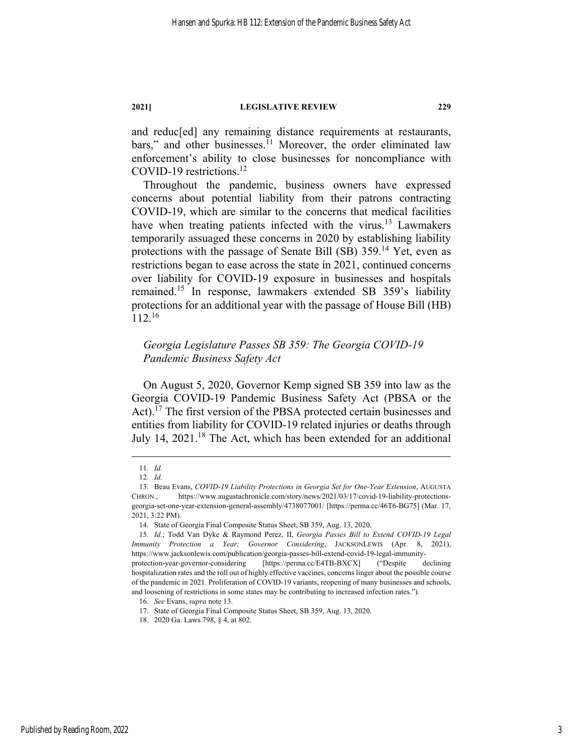and reduc[ed] any remaining distance requirements at restaurants, bars," and other businesses.[11] Moreover, the order eliminated law enforcement's ability to close businesses for noncompliance with COVID-19 restrictions.[12]

Throughout the pandemic, business owners have expressed concerns about potential liability from their patrons contracting COVID-19, which are similar to the concerns that medical facilities have when treating patients infected with the virus.[13] Lawmakers temporarily assuaged these concerns in 2020 by establishing liability protections with the passage of Senate Bill (SB) 359.[14] Yet, even as restrictions began to ease across the state in 2021, continued concerns over liability for COVID-19 exposure in businesses and hospitals remained.[15] In response, lawmakers extended SB 359's liability protections for an additional year with the passage of House Bill (HB) 112.[16]

### *Georgia Legislature Passes SB 359: The Georgia COVID-19 Pandemic Business Safety Act*

On August 5, 2020, Governor Kemp signed SB 359 into law as the Georgia COVID-19 Pandemic Business Safety Act (PBSA or the Act).[17] The first version of the PBSA protected certain businesses and entities from liability for COVID-19 related injuries or deaths through July 14, 2021.[18] The Act, which has been extended for an additional

---

11. *Id.*
12. *Id.*
13. Beau Evans, *COVID-19 Liability Protections in Georgia Set for One-Year Extension*, AUGUSTA CHRON., https://www.augustachronicle.com/story/news/2021/03/17/covid-19-liability-protections-georgia-set-one-year-extension-general-assembly/4738077001/ [https://perma.cc/46T6-BG75] (Mar. 17, 2021, 3:22 PM).
14. State of Georgia Final Composite Status Sheet, SB 359, Aug. 13, 2020.
15. *Id.*; Todd Van Dyke & Raymond Perez, II, *Georgia Passes Bill to Extend COVID-19 Legal Immunity Protection a Year; Governor Considering*, JACKSONLEWIS (Apr. 8, 2021), https://www.jacksonlewis.com/publication/georgia-passes-bill-extend-covid-19-legal-immunity-protection-year-governor-considering [https://perma.cc/E4TB-BXCX] ("Despite declining hospitalization rates and the roll out of highly effective vaccines, concerns linger about the possible course of the pandemic in 2021. Proliferation of COVID-19 variants, reopening of many businesses and schools, and loosening of restrictions in some states may be contributing to increased infection rates.").
16. *See* Evans, *supra* note 13.
17. State of Georgia Final Composite Status Sheet, SB 359, Aug. 13, 2020.
18. 2020 Ga. Laws 798, § 4, at 802.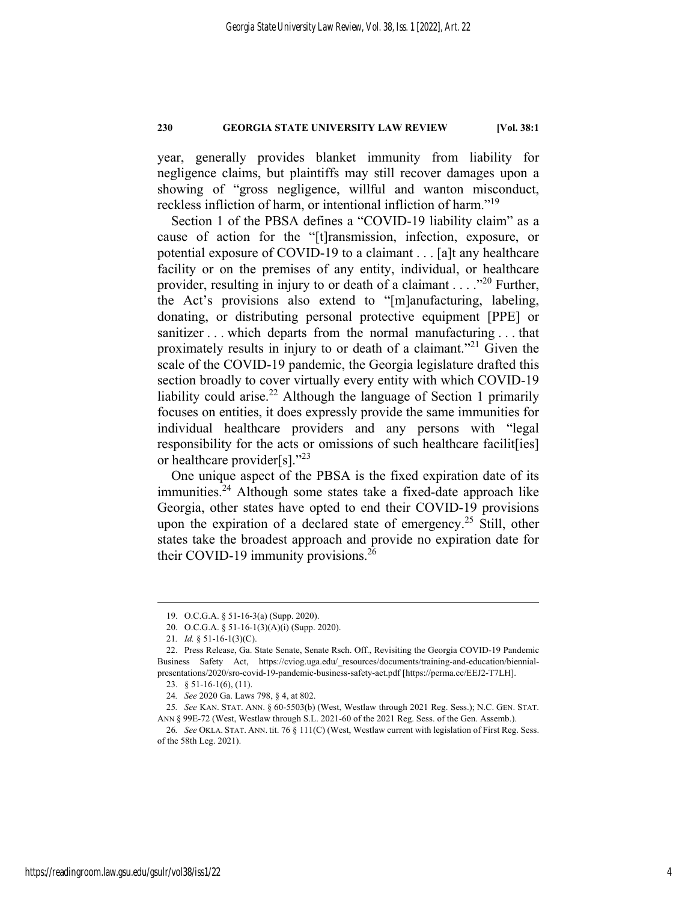year, generally provides blanket immunity from liability for negligence claims, but plaintiffs may still recover damages upon a showing of "gross negligence, willful and wanton misconduct, reckless infliction of harm, or intentional infliction of harm."[19]

Section 1 of the PBSA defines a "COVID-19 liability claim" as a cause of action for the "[t]ransmission, infection, exposure, or potential exposure of COVID-19 to a claimant . . . [a]t any healthcare facility or on the premises of any entity, individual, or healthcare provider, resulting in injury to or death of a claimant . . . ."[20] Further, the Act's provisions also extend to "[m]anufacturing, labeling, donating, or distributing personal protective equipment [PPE] or sanitizer . . . which departs from the normal manufacturing . . . that proximately results in injury to or death of a claimant."[21] Given the scale of the COVID-19 pandemic, the Georgia legislature drafted this section broadly to cover virtually every entity with which COVID-19 liability could arise.[22] Although the language of Section 1 primarily focuses on entities, it does expressly provide the same immunities for individual healthcare providers and any persons with "legal responsibility for the acts or omissions of such healthcare facilit[ies] or healthcare provider[s]."[23]

One unique aspect of the PBSA is the fixed expiration date of its immunities.[24] Although some states take a fixed-date approach like Georgia, other states have opted to end their COVID-19 provisions upon the expiration of a declared state of emergency.[25] Still, other states take the broadest approach and provide no expiration date for their COVID-19 immunity provisions.[26]

---

19. O.C.G.A. § 51-16-3(a) (Supp. 2020).

20. O.C.G.A. § 51-16-1(3)(A)(i) (Supp. 2020).

21. *Id.* § 51-16-1(3)(C).

22. Press Release, Ga. State Senate, Senate Rsch. Off., Revisiting the Georgia COVID-19 Pandemic Business Safety Act, https://cviog.uga.edu/_resources/documents/training-and-education/biennial-presentations/2020/sro-covid-19-pandemic-business-safety-act.pdf [https://perma.cc/EEJ2-T7LH].

23. § 51-16-1(6), (11).

24. *See* 2020 Ga. Laws 798, § 4, at 802.

25. *See* KAN. STAT. ANN. § 60-5503(b) (West, Westlaw through 2021 Reg. Sess.); N.C. GEN. STAT. ANN § 99E-72 (West, Westlaw through S.L. 2021-60 of the 2021 Reg. Sess. of the Gen. Assemb.).

26. *See* OKLA. STAT. ANN. tit. 76 § 111(C) (West, Westlaw current with legislation of First Reg. Sess. of the 58th Leg. 2021).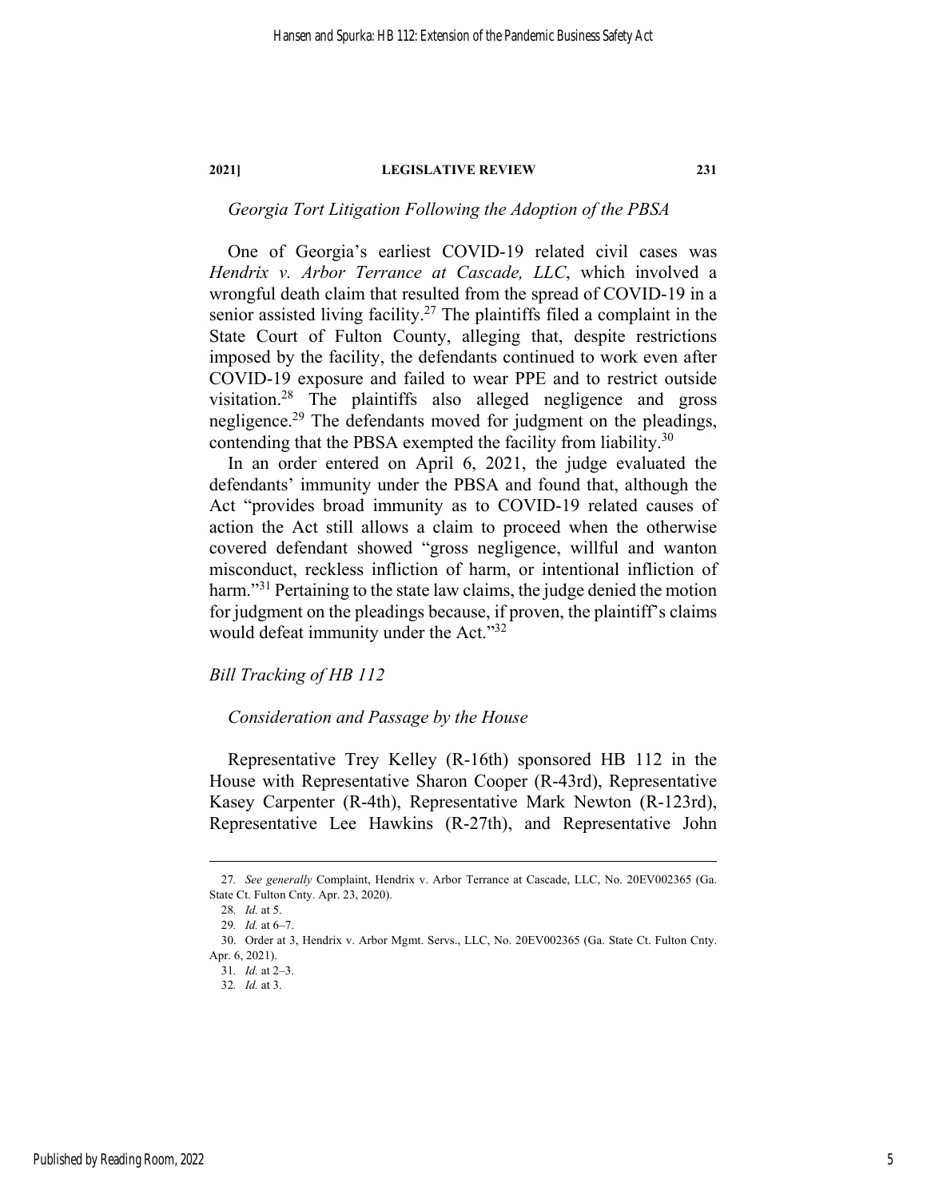### *Georgia Tort Litigation Following the Adoption of the PBSA*

One of Georgia's earliest COVID-19 related civil cases was *Hendrix v. Arbor Terrance at Cascade, LLC*, which involved a wrongful death claim that resulted from the spread of COVID-19 in a senior assisted living facility.[27] The plaintiffs filed a complaint in the State Court of Fulton County, alleging that, despite restrictions imposed by the facility, the defendants continued to work even after COVID-19 exposure and failed to wear PPE and to restrict outside visitation.[28] The plaintiffs also alleged negligence and gross negligence.[29] The defendants moved for judgment on the pleadings, contending that the PBSA exempted the facility from liability.[30]

In an order entered on April 6, 2021, the judge evaluated the defendants' immunity under the PBSA and found that, although the Act "provides broad immunity as to COVID-19 related causes of action the Act still allows a claim to proceed when the otherwise covered defendant showed "gross negligence, willful and wanton misconduct, reckless infliction of harm, or intentional infliction of harm."[31] Pertaining to the state law claims, the judge denied the motion for judgment on the pleadings because, if proven, the plaintiff's claims would defeat immunity under the Act."[32]

### *Bill Tracking of HB 112*

#### *Consideration and Passage by the House*

Representative Trey Kelley (R-16th) sponsored HB 112 in the House with Representative Sharon Cooper (R-43rd), Representative Kasey Carpenter (R-4th), Representative Mark Newton (R-123rd), Representative Lee Hawkins (R-27th), and Representative John

---

27. *See generally* Complaint, Hendrix v. Arbor Terrance at Cascade, LLC, No. 20EV002365 (Ga. State Ct. Fulton Cnty. Apr. 23, 2020).

28. *Id.* at 5.

29. *Id.* at 6–7.

30. Order at 3, Hendrix v. Arbor Mgmt. Servs., LLC, No. 20EV002365 (Ga. State Ct. Fulton Cnty. Apr. 6, 2021).

31. *Id.* at 2–3.

32. *Id.* at 3.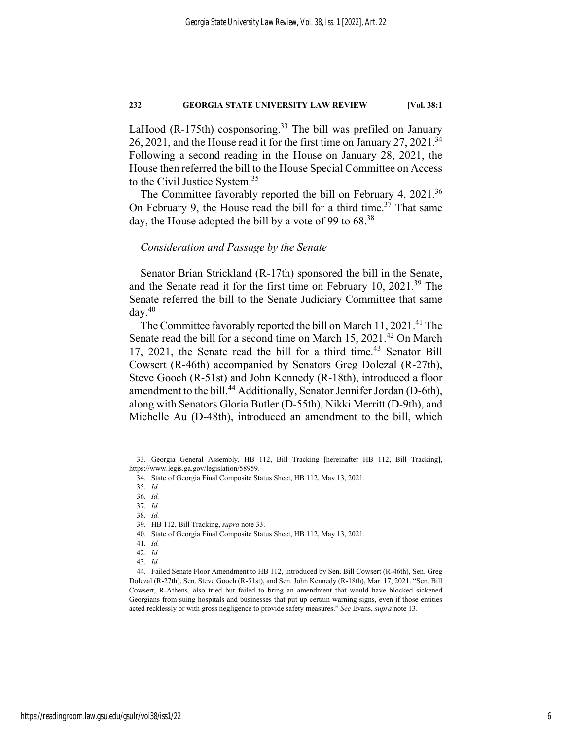LaHood (R-175th) cosponsoring.[33] The bill was prefiled on January 26, 2021, and the House read it for the first time on January 27, 2021.[34] Following a second reading in the House on January 28, 2021, the House then referred the bill to the House Special Committee on Access to the Civil Justice System.[35]

The Committee favorably reported the bill on February 4, 2021.[36] On February 9, the House read the bill for a third time.[37] That same day, the House adopted the bill by a vote of 99 to 68.[38]

### *Consideration and Passage by the Senate*

Senator Brian Strickland (R-17th) sponsored the bill in the Senate, and the Senate read it for the first time on February 10, 2021.[39] The Senate referred the bill to the Senate Judiciary Committee that same day.[40]

The Committee favorably reported the bill on March 11, 2021.[41] The Senate read the bill for a second time on March 15, 2021.[42] On March 17, 2021, the Senate read the bill for a third time.[43] Senator Bill Cowsert (R-46th) accompanied by Senators Greg Dolezal (R-27th), Steve Gooch (R-51st) and John Kennedy (R-18th), introduced a floor amendment to the bill.[44] Additionally, Senator Jennifer Jordan (D-6th), along with Senators Gloria Butler (D-55th), Nikki Merritt (D-9th), and Michelle Au (D-48th), introduced an amendment to the bill, which

---

33. Georgia General Assembly, HB 112, Bill Tracking [hereinafter HB 112, Bill Tracking], https://www.legis.ga.gov/legislation/58959.

34. State of Georgia Final Composite Status Sheet, HB 112, May 13, 2021.

35. *Id.*

36. *Id.*

37. *Id.*

38. *Id.*

39. HB 112, Bill Tracking, *supra* note 33.

40. State of Georgia Final Composite Status Sheet, HB 112, May 13, 2021.

41. *Id.*

42. *Id.*

43. *Id.*

44. Failed Senate Floor Amendment to HB 112, introduced by Sen. Bill Cowsert (R-46th), Sen. Greg Dolezal (R-27th), Sen. Steve Gooch (R-51st), and Sen. John Kennedy (R-18th), Mar. 17, 2021. "Sen. Bill Cowsert, R-Athens, also tried but failed to bring an amendment that would have blocked sickened Georgians from suing hospitals and businesses that put up certain warning signs, even if those entities acted recklessly or with gross negligence to provide safety measures." *See* Evans, *supra* note 13.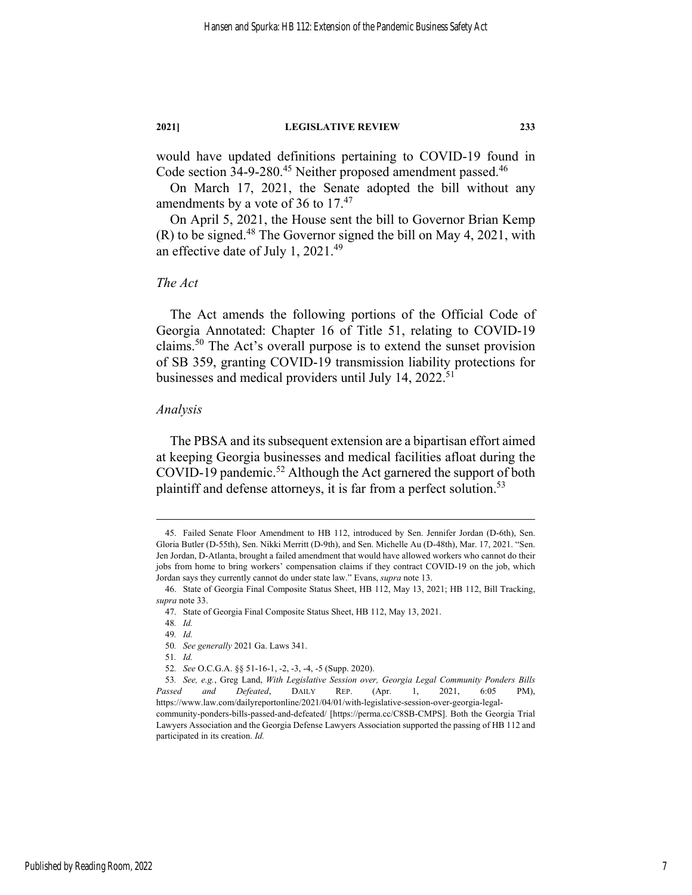would have updated definitions pertaining to COVID-19 found in Code section 34-9-280.[45] Neither proposed amendment passed.[46]

On March 17, 2021, the Senate adopted the bill without any amendments by a vote of 36 to 17.[47]

On April 5, 2021, the House sent the bill to Governor Brian Kemp (R) to be signed.[48] The Governor signed the bill on May 4, 2021, with an effective date of July 1, 2021.[49]

### *The Act*

The Act amends the following portions of the Official Code of Georgia Annotated: Chapter 16 of Title 51, relating to COVID-19 claims.[50] The Act's overall purpose is to extend the sunset provision of SB 359, granting COVID-19 transmission liability protections for businesses and medical providers until July 14, 2022.[51]

### *Analysis*

The PBSA and its subsequent extension are a bipartisan effort aimed at keeping Georgia businesses and medical facilities afloat during the COVID-19 pandemic.[52] Although the Act garnered the support of both plaintiff and defense attorneys, it is far from a perfect solution.[53]

---

45. Failed Senate Floor Amendment to HB 112, introduced by Sen. Jennifer Jordan (D-6th), Sen. Gloria Butler (D-55th), Sen. Nikki Merritt (D-9th), and Sen. Michelle Au (D-48th), Mar. 17, 2021. "Sen. Jen Jordan, D-Atlanta, brought a failed amendment that would have allowed workers who cannot do their jobs from home to bring workers' compensation claims if they contract COVID-19 on the job, which Jordan says they currently cannot do under state law." Evans, *supra* note 13.

46. State of Georgia Final Composite Status Sheet, HB 112, May 13, 2021; HB 112, Bill Tracking, *supra* note 33.

47. State of Georgia Final Composite Status Sheet, HB 112, May 13, 2021.

48. *Id.*

49. *Id.*

50. *See generally* 2021 Ga. Laws 341.

51. *Id.*

52. *See* O.C.G.A. §§ 51-16-1, -2, -3, -4, -5 (Supp. 2020).

53. *See, e.g.*, Greg Land, *With Legislative Session over, Georgia Legal Community Ponders Bills Passed and Defeated*, DAILY REP. (Apr. 1, 2021, 6:05 PM), https://www.law.com/dailyreportonline/2021/04/01/with-legislative-session-over-georgia-legal-community-ponders-bills-passed-and-defeated/ [https://perma.cc/C8SB-CMPS]. Both the Georgia Trial Lawyers Association and the Georgia Defense Lawyers Association supported the passing of HB 112 and participated in its creation. *Id.*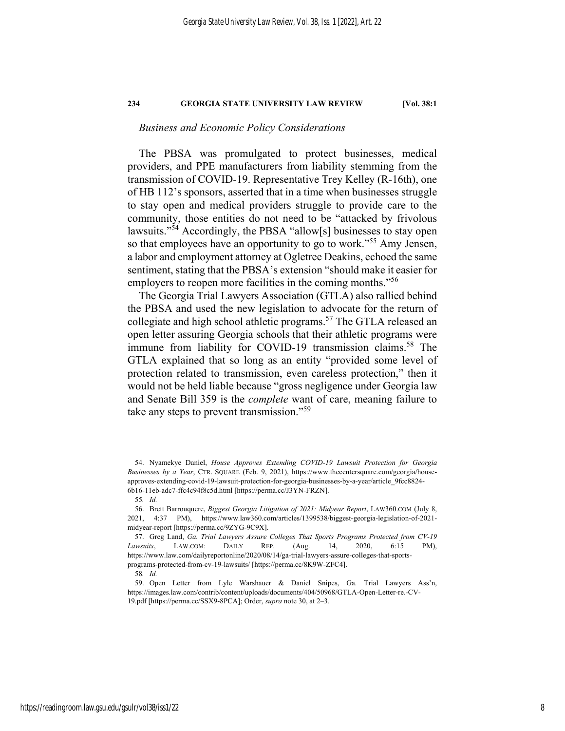*Business and Economic Policy Considerations*

The PBSA was promulgated to protect businesses, medical providers, and PPE manufacturers from liability stemming from the transmission of COVID-19. Representative Trey Kelley (R-16th), one of HB 112's sponsors, asserted that in a time when businesses struggle to stay open and medical providers struggle to provide care to the community, those entities do not need to be "attacked by frivolous lawsuits."[54] Accordingly, the PBSA "allow[s] businesses to stay open so that employees have an opportunity to go to work."[55] Amy Jensen, a labor and employment attorney at Ogletree Deakins, echoed the same sentiment, stating that the PBSA's extension "should make it easier for employers to reopen more facilities in the coming months."[56]

The Georgia Trial Lawyers Association (GTLA) also rallied behind the PBSA and used the new legislation to advocate for the return of collegiate and high school athletic programs.[57] The GTLA released an open letter assuring Georgia schools that their athletic programs were immune from liability for COVID-19 transmission claims.[58] The GTLA explained that so long as an entity "provided some level of protection related to transmission, even careless protection," then it would not be held liable because "gross negligence under Georgia law and Senate Bill 359 is the *complete* want of care, meaning failure to take any steps to prevent transmission."[59]

---

54. Nyamekye Daniel, *House Approves Extending COVID-19 Lawsuit Protection for Georgia Businesses by a Year*, CTR. SQUARE (Feb. 9, 2021), https://www.thecentersquare.com/georgia/house-approves-extending-covid-19-lawsuit-protection-for-georgia-businesses-by-a-year/article_9fcc8824-6b16-11eb-adc7-ffc4c94f8c5d.html [https://perma.cc/J3YN-FRZN].

55. *Id.*

56. Brett Barrouquere, *Biggest Georgia Litigation of 2021: Midyear Report*, LAW360.COM (July 8, 2021, 4:37 PM), https://www.law360.com/articles/1399538/biggest-georgia-legislation-of-2021-midyear-report [https://perma.cc/9ZYG-9C9X].

57. Greg Land, *Ga. Trial Lawyers Assure Colleges That Sports Programs Protected from CV-19 Lawsuits*, LAW.COM: DAILY REP. (Aug. 14, 2020, 6:15 PM), https://www.law.com/dailyreportonline/2020/08/14/ga-trial-lawyers-assure-colleges-that-sports-programs-protected-from-cv-19-lawsuits/ [https://perma.cc/8K9W-ZFC4].

58. *Id.*

59. Open Letter from Lyle Warshauer & Daniel Snipes, Ga. Trial Lawyers Ass'n, https://images.law.com/contrib/content/uploads/documents/404/50968/GTLA-Open-Letter-re.-CV-19.pdf [https://perma.cc/SSX9-8PCA]; Order, *supra* note 30, at 2–3.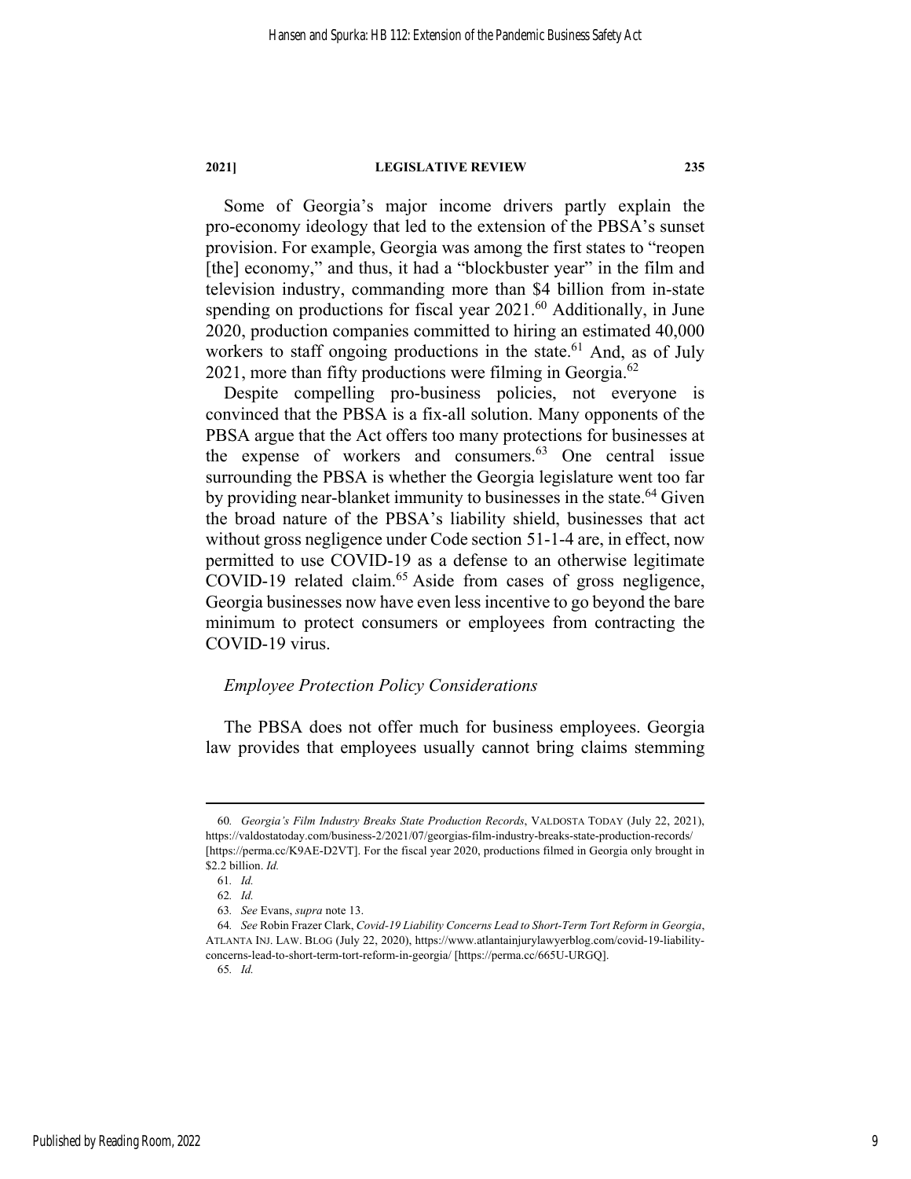Some of Georgia's major income drivers partly explain the pro-economy ideology that led to the extension of the PBSA's sunset provision. For example, Georgia was among the first states to "reopen [the] economy," and thus, it had a "blockbuster year" in the film and television industry, commanding more than $4 billion from in-state spending on productions for fiscal year 2021.[60] Additionally, in June 2020, production companies committed to hiring an estimated 40,000 workers to staff ongoing productions in the state.[61] And, as of July 2021, more than fifty productions were filming in Georgia.[62]

Despite compelling pro-business policies, not everyone is convinced that the PBSA is a fix-all solution. Many opponents of the PBSA argue that the Act offers too many protections for businesses at the expense of workers and consumers.[63] One central issue surrounding the PBSA is whether the Georgia legislature went too far by providing near-blanket immunity to businesses in the state.[64] Given the broad nature of the PBSA's liability shield, businesses that act without gross negligence under Code section 51-1-4 are, in effect, now permitted to use COVID-19 as a defense to an otherwise legitimate COVID-19 related claim.[65] Aside from cases of gross negligence, Georgia businesses now have even less incentive to go beyond the bare minimum to protect consumers or employees from contracting the COVID-19 virus.

*Employee Protection Policy Considerations*

The PBSA does not offer much for business employees. Georgia law provides that employees usually cannot bring claims stemming

---

60. *Georgia's Film Industry Breaks State Production Records*, VALDOSTA TODAY (July 22, 2021), https://valdostatoday.com/business-2/2021/07/georgias-film-industry-breaks-state-production-records/ [https://perma.cc/K9AE-D2VT]. For the fiscal year 2020, productions filmed in Georgia only brought in $2.2 billion. *Id.*

61. *Id.*

62. *Id.*

63. *See* Evans, *supra* note 13.

64. *See* Robin Frazer Clark, *Covid-19 Liability Concerns Lead to Short-Term Tort Reform in Georgia*, ATLANTA INJ. LAW. BLOG (July 22, 2020), https://www.atlantainjurylawyerblog.com/covid-19-liability-concerns-lead-to-short-term-tort-reform-in-georgia/ [https://perma.cc/665U-URGQ].

65. *Id.*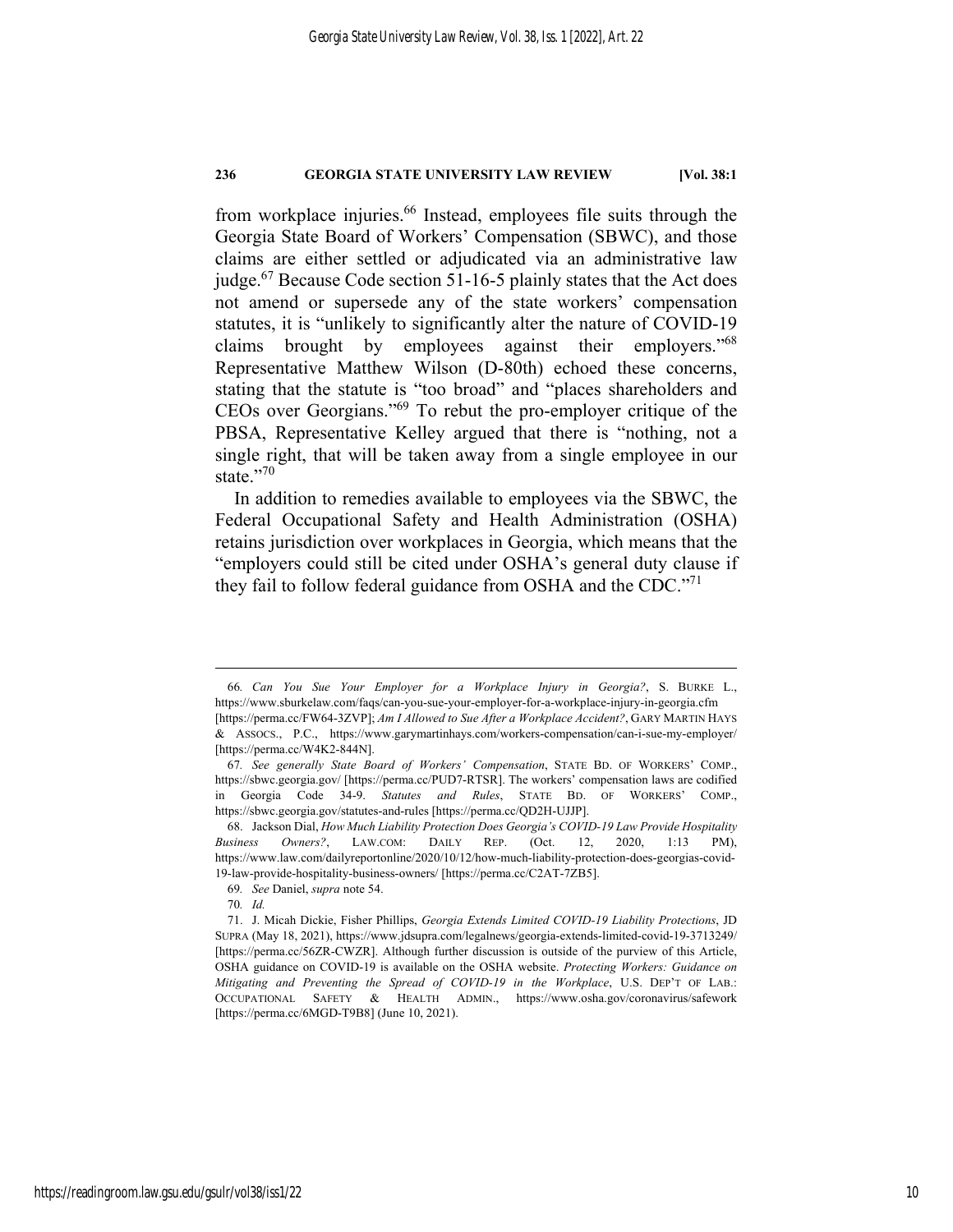from workplace injuries.[66] Instead, employees file suits through the Georgia State Board of Workers' Compensation (SBWC), and those claims are either settled or adjudicated via an administrative law judge.[67] Because Code section 51-16-5 plainly states that the Act does not amend or supersede any of the state workers' compensation statutes, it is "unlikely to significantly alter the nature of COVID-19 claims brought by employees against their employers."[68] Representative Matthew Wilson (D-80th) echoed these concerns, stating that the statute is "too broad" and "places shareholders and CEOs over Georgians."[69] To rebut the pro-employer critique of the PBSA, Representative Kelley argued that there is "nothing, not a single right, that will be taken away from a single employee in our state."[70]

In addition to remedies available to employees via the SBWC, the Federal Occupational Safety and Health Administration (OSHA) retains jurisdiction over workplaces in Georgia, which means that the "employers could still be cited under OSHA's general duty clause if they fail to follow federal guidance from OSHA and the CDC."[71]

---

66. *Can You Sue Your Employer for a Workplace Injury in Georgia?*, S. BURKE L., https://www.sburkelaw.com/faqs/can-you-sue-your-employer-for-a-workplace-injury-in-georgia.cfm [https://perma.cc/FW64-3ZVP]; *Am I Allowed to Sue After a Workplace Accident?*, GARY MARTIN HAYS & ASSOCS., P.C., https://www.garymartinhays.com/workers-compensation/can-i-sue-my-employer/ [https://perma.cc/W4K2-844N].

67. *See generally State Board of Workers' Compensation*, STATE BD. OF WORKERS' COMP., https://sbwc.georgia.gov/ [https://perma.cc/PUD7-RTSR]. The workers' compensation laws are codified in Georgia Code 34-9. *Statutes and Rules*, STATE BD. OF WORKERS' COMP., https://sbwc.georgia.gov/statutes-and-rules [https://perma.cc/QD2H-UJJP].

68. Jackson Dial, *How Much Liability Protection Does Georgia's COVID-19 Law Provide Hospitality Business Owners?*, LAW.COM: DAILY REP. (Oct. 12, 2020, 1:13 PM), https://www.law.com/dailyreportonline/2020/10/12/how-much-liability-protection-does-georgias-covid-19-law-provide-hospitality-business-owners/ [https://perma.cc/C2AT-7ZB5].

69. *See* Daniel, *supra* note 54.

70. *Id.*

71. J. Micah Dickie, Fisher Phillips, *Georgia Extends Limited COVID-19 Liability Protections*, JD SUPRA (May 18, 2021), https://www.jdsupra.com/legalnews/georgia-extends-limited-covid-19-3713249/ [https://perma.cc/56ZR-CWZR]. Although further discussion is outside of the purview of this Article, OSHA guidance on COVID-19 is available on the OSHA website. *Protecting Workers: Guidance on Mitigating and Preventing the Spread of COVID-19 in the Workplace*, U.S. DEP'T OF LAB.: OCCUPATIONAL SAFETY & HEALTH ADMIN., https://www.osha.gov/coronavirus/safework [https://perma.cc/6MGD-T9B8] (June 10, 2021).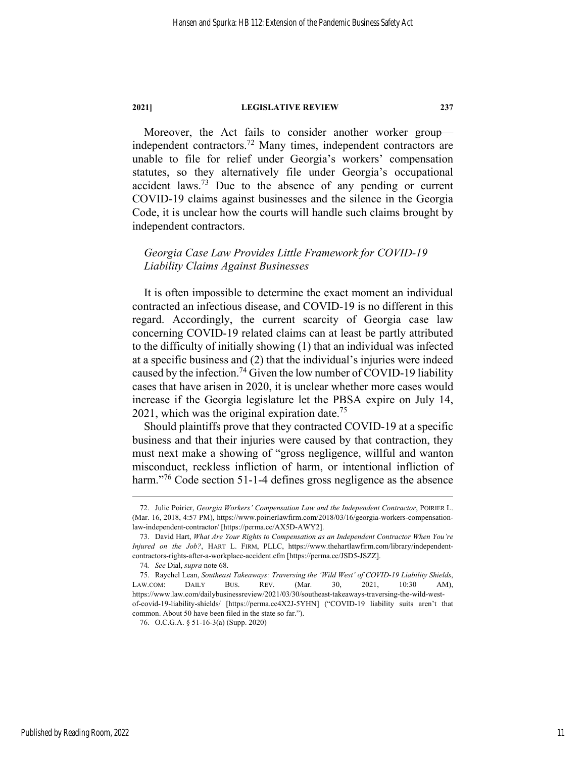Moreover, the Act fails to consider another worker group—independent contractors.[72] Many times, independent contractors are unable to file for relief under Georgia's workers' compensation statutes, so they alternatively file under Georgia's occupational accident laws.[73] Due to the absence of any pending or current COVID-19 claims against businesses and the silence in the Georgia Code, it is unclear how the courts will handle such claims brought by independent contractors.

### *Georgia Case Law Provides Little Framework for COVID-19 Liability Claims Against Businesses*

It is often impossible to determine the exact moment an individual contracted an infectious disease, and COVID-19 is no different in this regard. Accordingly, the current scarcity of Georgia case law concerning COVID-19 related claims can at least be partly attributed to the difficulty of initially showing (1) that an individual was infected at a specific business and (2) that the individual's injuries were indeed caused by the infection.[74] Given the low number of COVID-19 liability cases that have arisen in 2020, it is unclear whether more cases would increase if the Georgia legislature let the PBSA expire on July 14, 2021, which was the original expiration date.[75]

Should plaintiffs prove that they contracted COVID-19 at a specific business and that their injuries were caused by that contraction, they must next make a showing of "gross negligence, willful and wanton misconduct, reckless infliction of harm, or intentional infliction of harm."[76] Code section 51-1-4 defines gross negligence as the absence

---

72. Julie Poirier, *Georgia Workers' Compensation Law and the Independent Contractor*, POIRIER L. (Mar. 16, 2018, 4:57 PM), https://www.poirierlawfirm.com/2018/03/16/georgia-workers-compensation-law-independent-contractor/ [https://perma.cc/AX5D-AWY2].

73. David Hart, *What Are Your Rights to Compensation as an Independent Contractor When You're Injured on the Job?*, HART L. FIRM, PLLC, https://www.thehartlawfirm.com/library/independent-contractors-rights-after-a-workplace-accident.cfm [https://perma.cc/JSD5-JSZZ].

74. *See* Dial, *supra* note 68.

75. Raychel Lean, *Southeast Takeaways: Traversing the 'Wild West' of COVID-19 Liability Shields*, LAW.COM: DAILY BUS. REV. (Mar. 30, 2021, 10:30 AM), https://www.law.com/dailybusinessreview/2021/03/30/southeast-takeaways-traversing-the-wild-west-of-covid-19-liability-shields/ [https://perma.cc4X2J-5YHN] ("COVID-19 liability suits aren't that common. About 50 have been filed in the state so far.").

76. O.C.G.A. § 51-16-3(a) (Supp. 2020)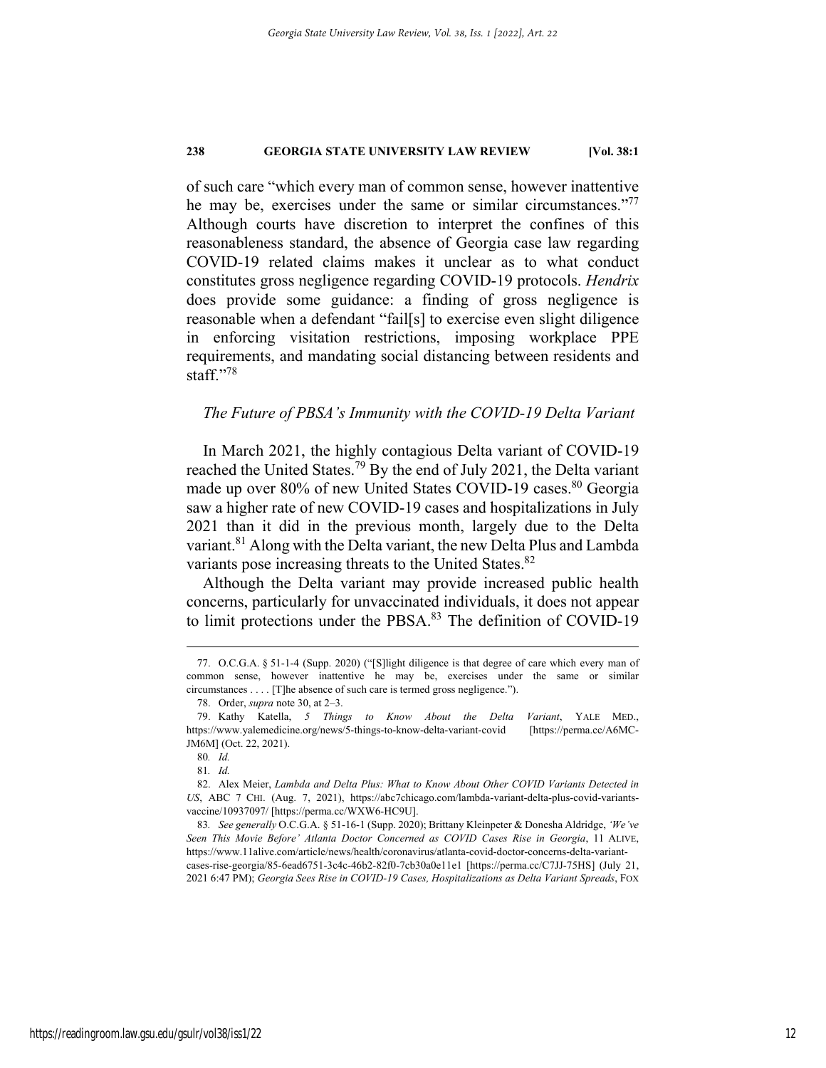of such care "which every man of common sense, however inattentive he may be, exercises under the same or similar circumstances."[77] Although courts have discretion to interpret the confines of this reasonableness standard, the absence of Georgia case law regarding COVID-19 related claims makes it unclear as to what conduct constitutes gross negligence regarding COVID-19 protocols. *Hendrix* does provide some guidance: a finding of gross negligence is reasonable when a defendant "fail[s] to exercise even slight diligence in enforcing visitation restrictions, imposing workplace PPE requirements, and mandating social distancing between residents and staff."[78]

### *The Future of PBSA's Immunity with the COVID-19 Delta Variant*

In March 2021, the highly contagious Delta variant of COVID-19 reached the United States.[79] By the end of July 2021, the Delta variant made up over 80% of new United States COVID-19 cases.[80] Georgia saw a higher rate of new COVID-19 cases and hospitalizations in July 2021 than it did in the previous month, largely due to the Delta variant.[81] Along with the Delta variant, the new Delta Plus and Lambda variants pose increasing threats to the United States.[82]

Although the Delta variant may provide increased public health concerns, particularly for unvaccinated individuals, it does not appear to limit protections under the PBSA.[83] The definition of COVID-19

---

77. O.C.G.A. § 51-1-4 (Supp. 2020) ("[S]light diligence is that degree of care which every man of common sense, however inattentive he may be, exercises under the same or similar circumstances . . . . [T]he absence of such care is termed gross negligence.").

78. Order, *supra* note 30, at 2–3.

79. Kathy Katella, *5 Things to Know About the Delta Variant*, YALE MED., https://www.yalemedicine.org/news/5-things-to-know-delta-variant-covid [https://perma.cc/A6MC-JM6M] (Oct. 22, 2021).

80. *Id.*

81. *Id.*

82. Alex Meier, *Lambda and Delta Plus: What to Know About Other COVID Variants Detected in US*, ABC 7 CHI. (Aug. 7, 2021), https://abc7chicago.com/lambda-variant-delta-plus-covid-variants-vaccine/10937097/ [https://perma.cc/WXW6-HC9U].

83. *See generally* O.C.G.A. § 51-16-1 (Supp. 2020); Brittany Kleinpeter & Donesha Aldridge, *'We've Seen This Movie Before' Atlanta Doctor Concerned as COVID Cases Rise in Georgia*, 11 ALIVE, https://www.11alive.com/article/news/health/coronavirus/atlanta-covid-doctor-concerns-delta-variant-cases-rise-georgia/85-6ead6751-3c4c-46b2-82f0-7cb30a0e11e1 [https://perma.cc/C7JJ-75HS] (July 21, 2021 6:47 PM); *Georgia Sees Rise in COVID-19 Cases, Hospitalizations as Delta Variant Spreads*, FOX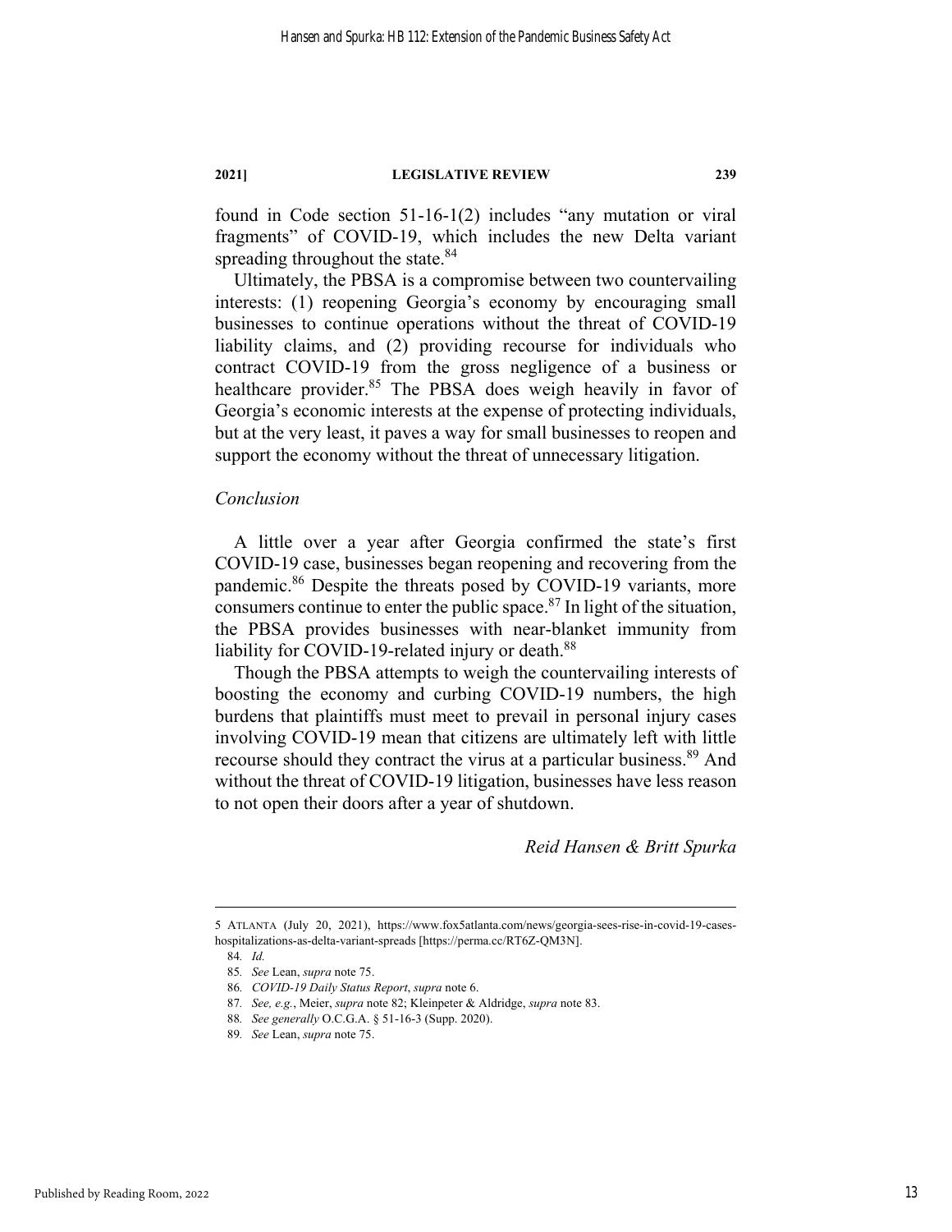found in Code section 51-16-1(2) includes "any mutation or viral fragments" of COVID-19, which includes the new Delta variant spreading throughout the state.[84]

Ultimately, the PBSA is a compromise between two countervailing interests: (1) reopening Georgia's economy by encouraging small businesses to continue operations without the threat of COVID-19 liability claims, and (2) providing recourse for individuals who contract COVID-19 from the gross negligence of a business or healthcare provider.[85] The PBSA does weigh heavily in favor of Georgia's economic interests at the expense of protecting individuals, but at the very least, it paves a way for small businesses to reopen and support the economy without the threat of unnecessary litigation.

*Conclusion*

A little over a year after Georgia confirmed the state's first COVID-19 case, businesses began reopening and recovering from the pandemic.[86] Despite the threats posed by COVID-19 variants, more consumers continue to enter the public space.[87] In light of the situation, the PBSA provides businesses with near-blanket immunity from liability for COVID-19-related injury or death.[88]

Though the PBSA attempts to weigh the countervailing interests of boosting the economy and curbing COVID-19 numbers, the high burdens that plaintiffs must meet to prevail in personal injury cases involving COVID-19 mean that citizens are ultimately left with little recourse should they contract the virus at a particular business.[89] And without the threat of COVID-19 litigation, businesses have less reason to not open their doors after a year of shutdown.

*Reid Hansen & Britt Spurka*

---

5 ATLANTA (July 20, 2021), https://www.fox5atlanta.com/news/georgia-sees-rise-in-covid-19-cases-hospitalizations-as-delta-variant-spreads [https://perma.cc/RT6Z-QM3N].

84. *Id.*

85. *See* Lean, *supra* note 75.

86. *COVID-19 Daily Status Report*, *supra* note 6.

87. *See, e.g.*, Meier, *supra* note 82; Kleinpeter & Aldridge, *supra* note 83.

88. *See generally* O.C.G.A. § 51-16-3 (Supp. 2020).

89. *See* Lean, *supra* note 75.